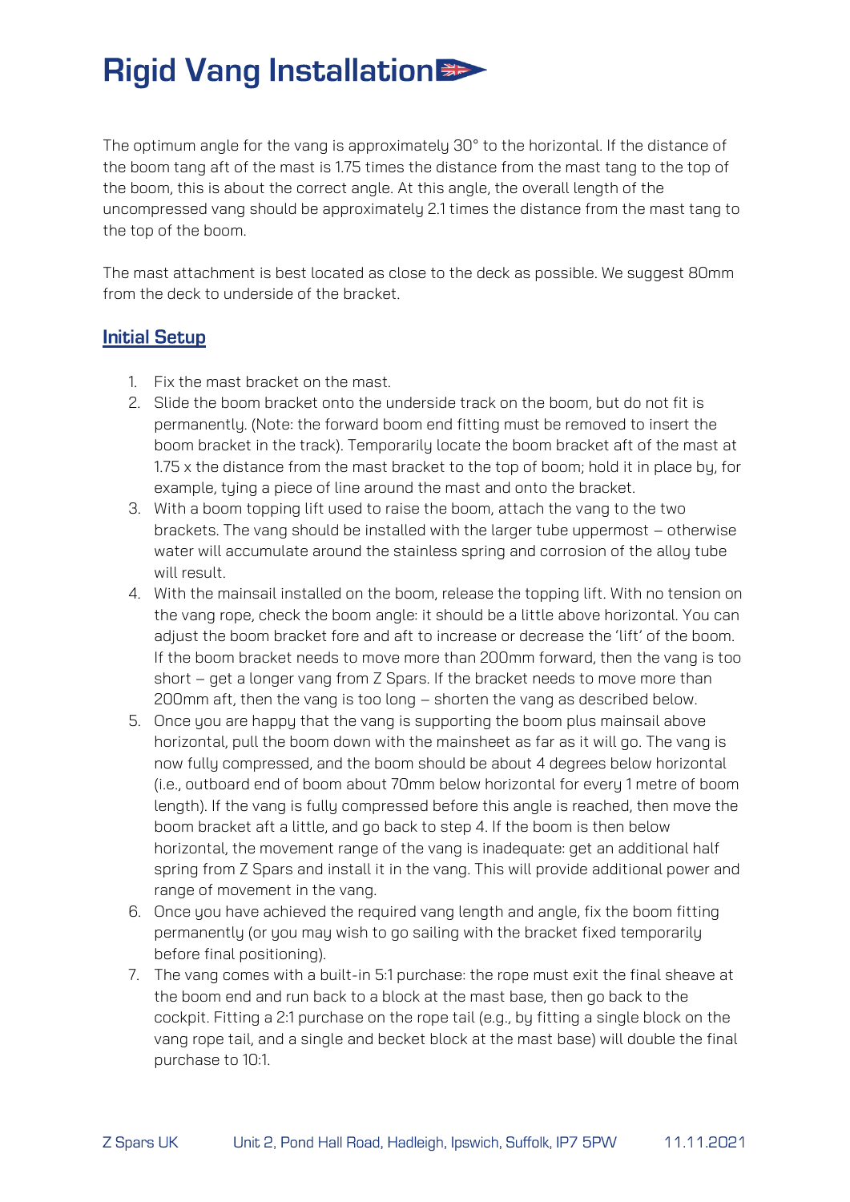# Rigid Vang Installation

The optimum angle for the vang is approximately 30° to the horizontal. If the distance of the boom tang aft of the mast is 1.75 times the distance from the mast tang to the top of the boom, this is about the correct angle. At this angle, the overall length of the uncompressed vang should be approximately 2.1 times the distance from the mast tang to the top of the boom.

The mast attachment is best located as close to the deck as possible. We suggest 80mm from the deck to underside of the bracket.

## Initial Setup

1. Fix the mast bracket on the mast.
2. Slide the boom bracket onto the underside track on the boom, but do not fit is permanently. (Note: the forward boom end fitting must be removed to insert the boom bracket in the track). Temporarily locate the boom bracket aft of the mast at 1.75 x the distance from the mast bracket to the top of boom; hold it in place by, for example, tying a piece of line around the mast and onto the bracket.
3. With a boom topping lift used to raise the boom, attach the vang to the two brackets. The vang should be installed with the larger tube uppermost – otherwise water will accumulate around the stainless spring and corrosion of the alloy tube will result.
4. With the mainsail installed on the boom, release the topping lift. With no tension on the vang rope, check the boom angle: it should be a little above horizontal. You can adjust the boom bracket fore and aft to increase or decrease the 'lift' of the boom. If the boom bracket needs to move more than 200mm forward, then the vang is too short – get a longer vang from Z Spars. If the bracket needs to move more than 200mm aft, then the vang is too long – shorten the vang as described below.
5. Once you are happy that the vang is supporting the boom plus mainsail above horizontal, pull the boom down with the mainsheet as far as it will go. The vang is now fully compressed, and the boom should be about 4 degrees below horizontal (i.e., outboard end of boom about 70mm below horizontal for every 1 metre of boom length). If the vang is fully compressed before this angle is reached, then move the boom bracket aft a little, and go back to step 4. If the boom is then below horizontal, the movement range of the vang is inadequate: get an additional half spring from Z Spars and install it in the vang. This will provide additional power and range of movement in the vang.
6. Once you have achieved the required vang length and angle, fix the boom fitting permanently (or you may wish to go sailing with the bracket fixed temporarily before final positioning).
7. The vang comes with a built-in 5:1 purchase: the rope must exit the final sheave at the boom end and run back to a block at the mast base, then go back to the cockpit. Fitting a 2:1 purchase on the rope tail (e.g., by fitting a single block on the vang rope tail, and a single and becket block at the mast base) will double the final purchase to 10:1.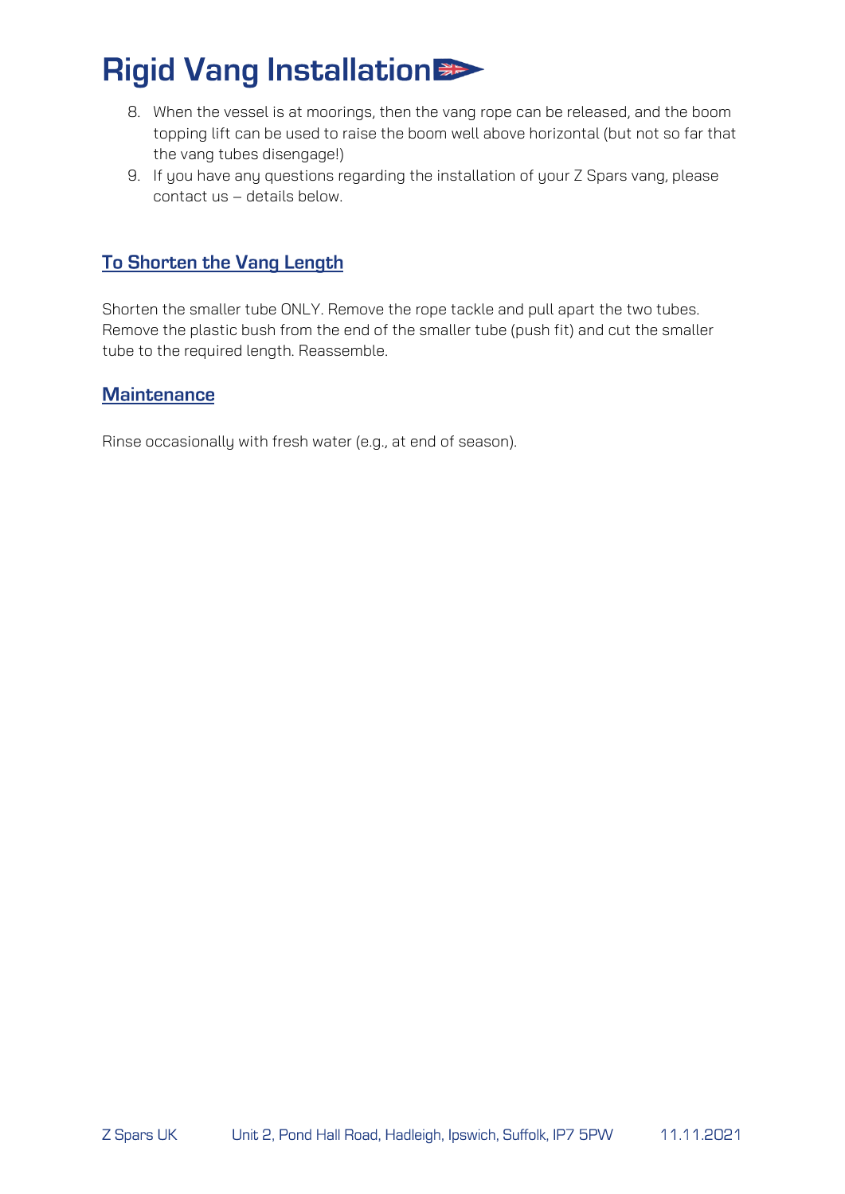# Rigid Vang Installation

8. When the vessel is at moorings, then the vang rope can be released, and the boom topping lift can be used to raise the boom well above horizontal (but not so far that the vang tubes disengage!)
9. If you have any questions regarding the installation of your Z Spars vang, please contact us – details below.

## To Shorten the Vang Length

Shorten the smaller tube ONLY. Remove the rope tackle and pull apart the two tubes. Remove the plastic bush from the end of the smaller tube (push fit) and cut the smaller tube to the required length. Reassemble.

## Maintenance

Rinse occasionally with fresh water (e.g., at end of season).

Z Spars UK Unit 2, Pond Hall Road, Hadleigh, Ipswich, Suffolk, IP7 5PW 11.11.2021